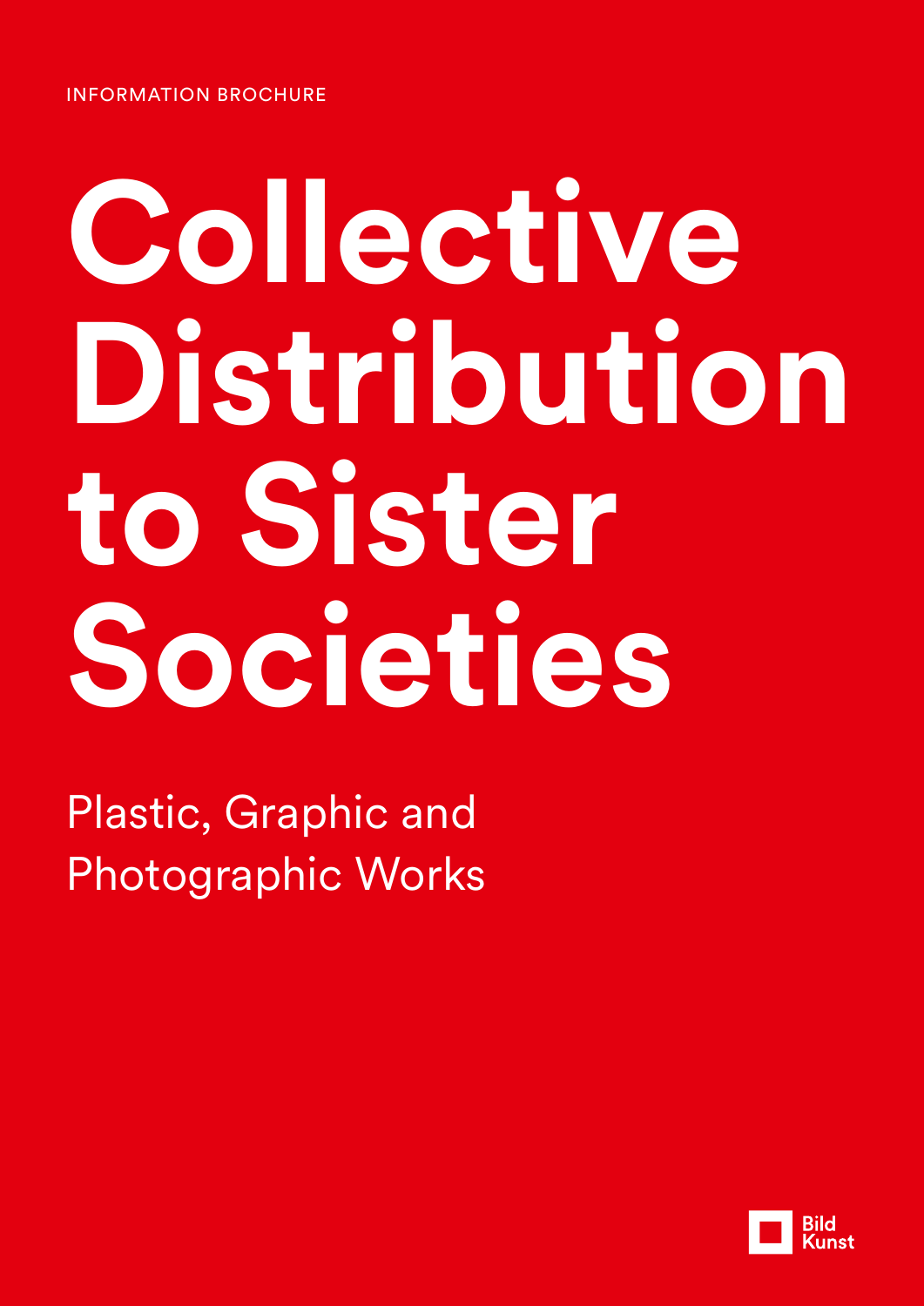INFORMATION BROCHURE

# Collective Distribution to Sister Societies

## Plastic, Graphic and Photographic Works

Bild Kunst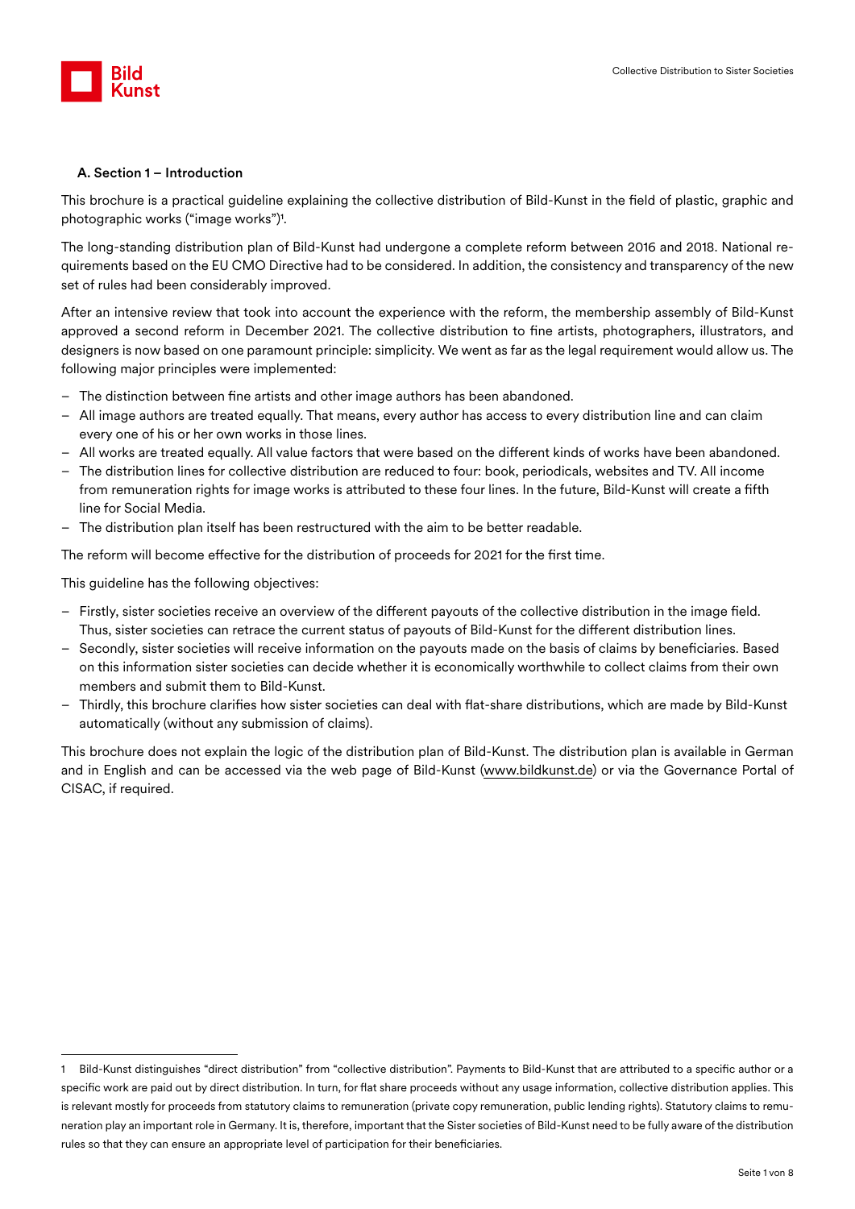## A. Section 1 – Introduction

This brochure is a practical guideline explaining the collective distribution of Bild-Kunst in the field of plastic, graphic and photographic works ("image works")[1].

The long-standing distribution plan of Bild-Kunst had undergone a complete reform between 2016 and 2018. National requirements based on the EU CMO Directive had to be considered. In addition, the consistency and transparency of the new set of rules had been considerably improved.

After an intensive review that took into account the experience with the reform, the membership assembly of Bild-Kunst approved a second reform in December 2021. The collective distribution to fine artists, photographers, illustrators, and designers is now based on one paramount principle: simplicity. We went as far as the legal requirement would allow us. The following major principles were implemented:

- The distinction between fine artists and other image authors has been abandoned.
- All image authors are treated equally. That means, every author has access to every distribution line and can claim every one of his or her own works in those lines.
- All works are treated equally. All value factors that were based on the different kinds of works have been abandoned.
- The distribution lines for collective distribution are reduced to four: book, periodicals, websites and TV. All income from remuneration rights for image works is attributed to these four lines. In the future, Bild-Kunst will create a fifth line for Social Media.
- The distribution plan itself has been restructured with the aim to be better readable.

The reform will become effective for the distribution of proceeds for 2021 for the first time.

This guideline has the following objectives:

- Firstly, sister societies receive an overview of the different payouts of the collective distribution in the image field. Thus, sister societies can retrace the current status of payouts of Bild-Kunst for the different distribution lines.
- Secondly, sister societies will receive information on the payouts made on the basis of claims by beneficiaries. Based on this information sister societies can decide whether it is economically worthwhile to collect claims from their own members and submit them to Bild-Kunst.
- Thirdly, this brochure clarifies how sister societies can deal with flat-share distributions, which are made by Bild-Kunst automatically (without any submission of claims).

This brochure does not explain the logic of the distribution plan of Bild-Kunst. The distribution plan is available in German and in English and can be accessed via the web page of Bild-Kunst (www.bildkunst.de) or via the Governance Portal of CISAC, if required.

---

[1] Bild-Kunst distinguishes "direct distribution" from "collective distribution". Payments to Bild-Kunst that are attributed to a specific author or a specific work are paid out by direct distribution. In turn, for flat share proceeds without any usage information, collective distribution applies. This is relevant mostly for proceeds from statutory claims to remuneration (private copy remuneration, public lending rights). Statutory claims to remuneration play an important role in Germany. It is, therefore, important that the Sister societies of Bild-Kunst need to be fully aware of the distribution rules so that they can ensure an appropriate level of participation for their beneficiaries.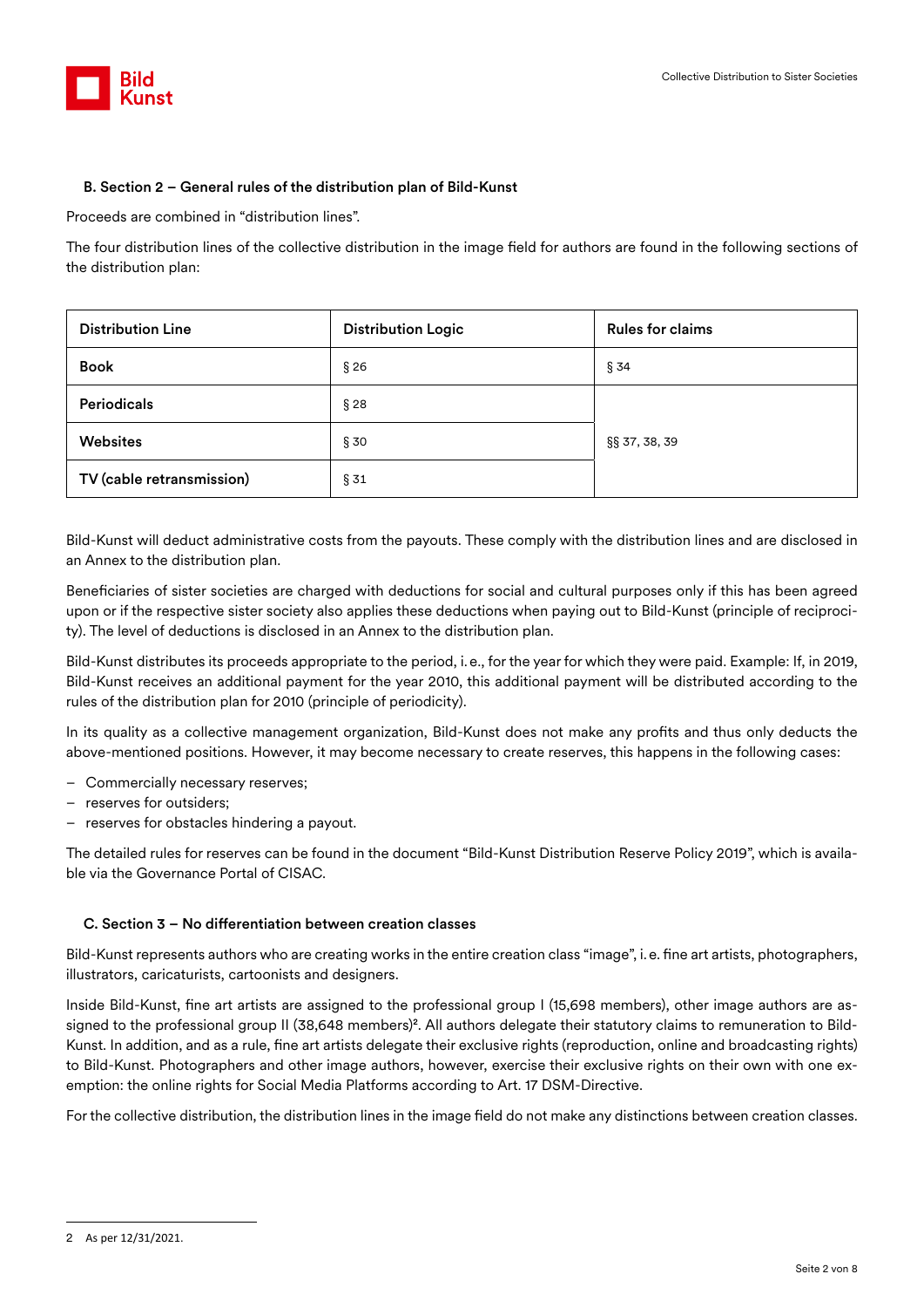### B. Section 2 – General rules of the distribution plan of Bild-Kunst

Proceeds are combined in "distribution lines".

The four distribution lines of the collective distribution in the image field for authors are found in the following sections of the distribution plan:

| Distribution Line | Distribution Logic | Rules for claims |
|---|---|---|
| **Book** | § 26 | § 34 |
| **Periodicals** | § 28 | §§ 37, 38, 39 |
| **Websites** | § 30 | |
| **TV (cable retransmission)** | § 31 | |

Bild-Kunst will deduct administrative costs from the payouts. These comply with the distribution lines and are disclosed in an Annex to the distribution plan.

Beneficiaries of sister societies are charged with deductions for social and cultural purposes only if this has been agreed upon or if the respective sister society also applies these deductions when paying out to Bild-Kunst (principle of reciprocity). The level of deductions is disclosed in an Annex to the distribution plan.

Bild-Kunst distributes its proceeds appropriate to the period, i. e., for the year for which they were paid. Example: If, in 2019, Bild-Kunst receives an additional payment for the year 2010, this additional payment will be distributed according to the rules of the distribution plan for 2010 (principle of periodicity).

In its quality as a collective management organization, Bild-Kunst does not make any profits and thus only deducts the above-mentioned positions. However, it may become necessary to create reserves, this happens in the following cases:

- Commercially necessary reserves;
- reserves for outsiders;
- reserves for obstacles hindering a payout.

The detailed rules for reserves can be found in the document "Bild-Kunst Distribution Reserve Policy 2019", which is available via the Governance Portal of CISAC.

### C. Section 3 – No differentiation between creation classes

Bild-Kunst represents authors who are creating works in the entire creation class "image", i. e. fine art artists, photographers, illustrators, caricaturists, cartoonists and designers.

Inside Bild-Kunst, fine art artists are assigned to the professional group I (15,698 members), other image authors are assigned to the professional group II (38,648 members)[2]. All authors delegate their statutory claims to remuneration to Bild-Kunst. In addition, and as a rule, fine art artists delegate their exclusive rights (reproduction, online and broadcasting rights) to Bild-Kunst. Photographers and other image authors, however, exercise their exclusive rights on their own with one exemption: the online rights for Social Media Platforms according to Art. 17 DSM-Directive.

For the collective distribution, the distribution lines in the image field do not make any distinctions between creation classes.

---

2 As per 12/31/2021.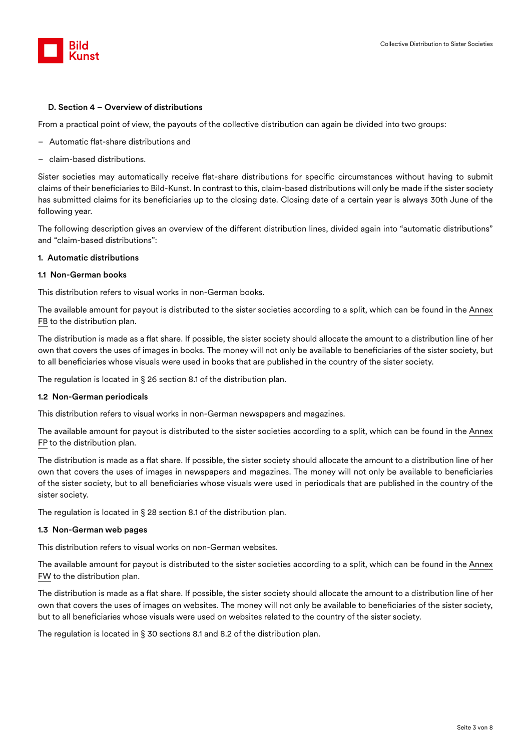### D. Section 4 – Overview of distributions

From a practical point of view, the payouts of the collective distribution can again be divided into two groups:

- Automatic flat-share distributions and
- claim-based distributions.

Sister societies may automatically receive flat-share distributions for specific circumstances without having to submit claims of their beneficiaries to Bild-Kunst. In contrast to this, claim-based distributions will only be made if the sister society has submitted claims for its beneficiaries up to the closing date. Closing date of a certain year is always 30th June of the following year.

The following description gives an overview of the different distribution lines, divided again into "automatic distributions" and "claim-based distributions":

#### 1. Automatic distributions

##### 1.1 Non-German books

This distribution refers to visual works in non-German books.

The available amount for payout is distributed to the sister societies according to a split, which can be found in the Annex FB to the distribution plan.

The distribution is made as a flat share. If possible, the sister society should allocate the amount to a distribution line of her own that covers the uses of images in books. The money will not only be available to beneficiaries of the sister society, but to all beneficiaries whose visuals were used in books that are published in the country of the sister society.

The regulation is located in § 26 section 8.1 of the distribution plan.

##### 1.2 Non-German periodicals

This distribution refers to visual works in non-German newspapers and magazines.

The available amount for payout is distributed to the sister societies according to a split, which can be found in the Annex FP to the distribution plan.

The distribution is made as a flat share. If possible, the sister society should allocate the amount to a distribution line of her own that covers the uses of images in newspapers and magazines. The money will not only be available to beneficiaries of the sister society, but to all beneficiaries whose visuals were used in periodicals that are published in the country of the sister society.

The regulation is located in § 28 section 8.1 of the distribution plan.

##### 1.3 Non-German web pages

This distribution refers to visual works on non-German websites.

The available amount for payout is distributed to the sister societies according to a split, which can be found in the Annex FW to the distribution plan.

The distribution is made as a flat share. If possible, the sister society should allocate the amount to a distribution line of her own that covers the uses of images on websites. The money will not only be available to beneficiaries of the sister society, but to all beneficiaries whose visuals were used on websites related to the country of the sister society.

The regulation is located in § 30 sections 8.1 and 8.2 of the distribution plan.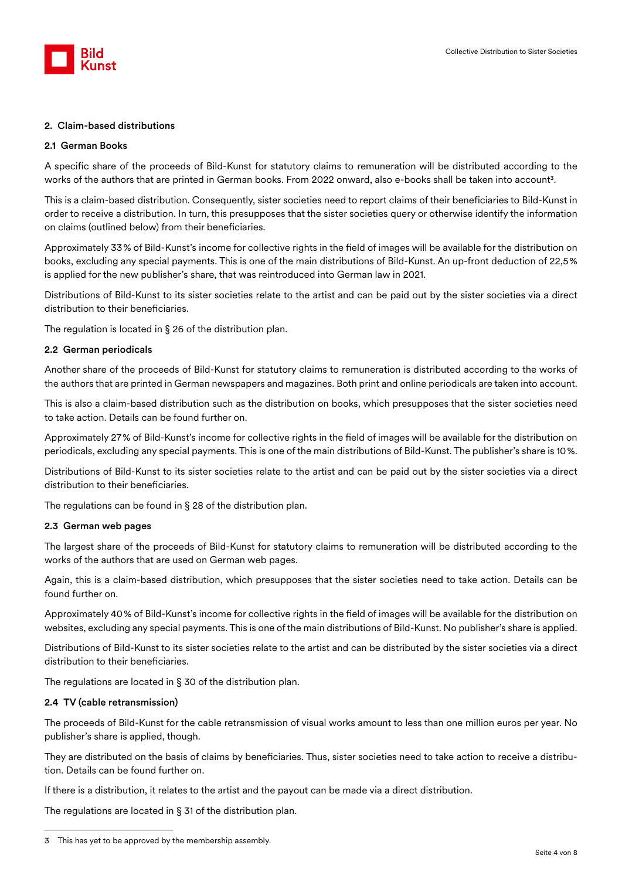## 2. Claim-based distributions

### 2.1 German Books

A specific share of the proceeds of Bild-Kunst for statutory claims to remuneration will be distributed according to the works of the authors that are printed in German books. From 2022 onward, also e-books shall be taken into account[3].

This is a claim-based distribution. Consequently, sister societies need to report claims of their beneficiaries to Bild-Kunst in order to receive a distribution. In turn, this presupposes that the sister societies query or otherwise identify the information on claims (outlined below) from their beneficiaries.

Approximately 33% of Bild-Kunst's income for collective rights in the field of images will be available for the distribution on books, excluding any special payments. This is one of the main distributions of Bild-Kunst. An up-front deduction of 22,5% is applied for the new publisher's share, that was reintroduced into German law in 2021.

Distributions of Bild-Kunst to its sister societies relate to the artist and can be paid out by the sister societies via a direct distribution to their beneficiaries.

The regulation is located in § 26 of the distribution plan.

### 2.2 German periodicals

Another share of the proceeds of Bild-Kunst for statutory claims to remuneration is distributed according to the works of the authors that are printed in German newspapers and magazines. Both print and online periodicals are taken into account.

This is also a claim-based distribution such as the distribution on books, which presupposes that the sister societies need to take action. Details can be found further on.

Approximately 27% of Bild-Kunst's income for collective rights in the field of images will be available for the distribution on periodicals, excluding any special payments. This is one of the main distributions of Bild-Kunst. The publisher's share is 10%.

Distributions of Bild-Kunst to its sister societies relate to the artist and can be paid out by the sister societies via a direct distribution to their beneficiaries.

The regulations can be found in § 28 of the distribution plan.

### 2.3 German web pages

The largest share of the proceeds of Bild-Kunst for statutory claims to remuneration will be distributed according to the works of the authors that are used on German web pages.

Again, this is a claim-based distribution, which presupposes that the sister societies need to take action. Details can be found further on.

Approximately 40% of Bild-Kunst's income for collective rights in the field of images will be available for the distribution on websites, excluding any special payments. This is one of the main distributions of Bild-Kunst. No publisher's share is applied.

Distributions of Bild-Kunst to its sister societies relate to the artist and can be distributed by the sister societies via a direct distribution to their beneficiaries.

The regulations are located in § 30 of the distribution plan.

### 2.4 TV (cable retransmission)

The proceeds of Bild-Kunst for the cable retransmission of visual works amount to less than one million euros per year. No publisher's share is applied, though.

They are distributed on the basis of claims by beneficiaries. Thus, sister societies need to take action to receive a distribution. Details can be found further on.

If there is a distribution, it relates to the artist and the payout can be made via a direct distribution.

The regulations are located in § 31 of the distribution plan.

---

3 This has yet to be approved by the membership assembly.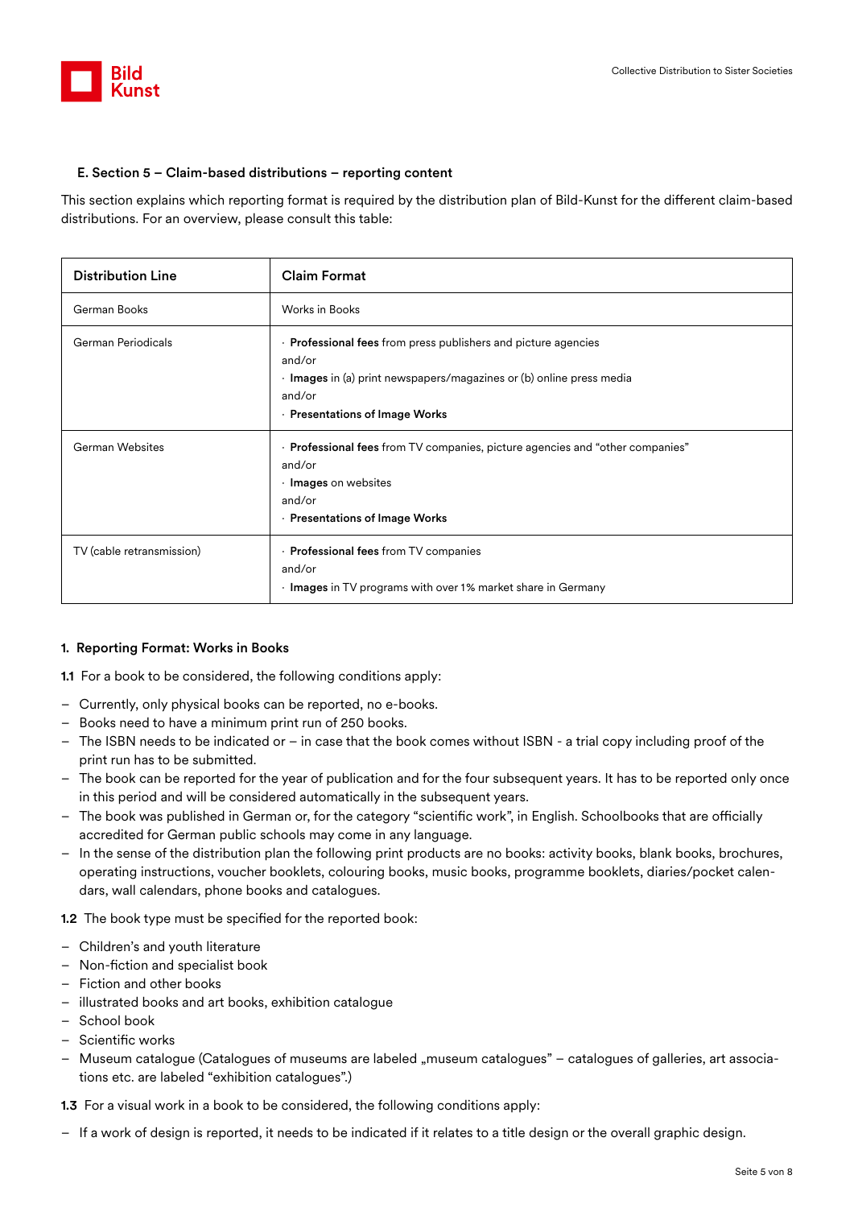### E. Section 5 – Claim-based distributions – reporting content

This section explains which reporting format is required by the distribution plan of Bild-Kunst for the different claim-based distributions. For an overview, please consult this table:

| Distribution Line | Claim Format |
|---|---|
| German Books | Works in Books |
| German Periodicals | · **Professional fees** from press publishers and picture agencies<br>and/or<br>· **Images** in (a) print newspapers/magazines or (b) online press media<br>and/or<br>· **Presentations of Image Works** |
| German Websites | · **Professional fees** from TV companies, picture agencies and "other companies"<br>and/or<br>· **Images** on websites<br>and/or<br>· **Presentations of Image Works** |
| TV (cable retransmission) | · **Professional fees** from TV companies<br>and/or<br>· **Images** in TV programs with over 1% market share in Germany |

#### 1. Reporting Format: Works in Books

**1.1** For a book to be considered, the following conditions apply:

- Currently, only physical books can be reported, no e-books.
- Books need to have a minimum print run of 250 books.
- The ISBN needs to be indicated or – in case that the book comes without ISBN - a trial copy including proof of the print run has to be submitted.
- The book can be reported for the year of publication and for the four subsequent years. It has to be reported only once in this period and will be considered automatically in the subsequent years.
- The book was published in German or, for the category "scientific work", in English. Schoolbooks that are officially accredited for German public schools may come in any language.
- In the sense of the distribution plan the following print products are no books: activity books, blank books, brochures, operating instructions, voucher booklets, colouring books, music books, programme booklets, diaries/pocket calendars, wall calendars, phone books and catalogues.

**1.2** The book type must be specified for the reported book:

- Children's and youth literature
- Non-fiction and specialist book
- Fiction and other books
- illustrated books and art books, exhibition catalogue
- School book
- Scientific works
- Museum catalogue (Catalogues of museums are labeled „museum catalogues" – catalogues of galleries, art associations etc. are labeled "exhibition catalogues".)

**1.3** For a visual work in a book to be considered, the following conditions apply:

- If a work of design is reported, it needs to be indicated if it relates to a title design or the overall graphic design.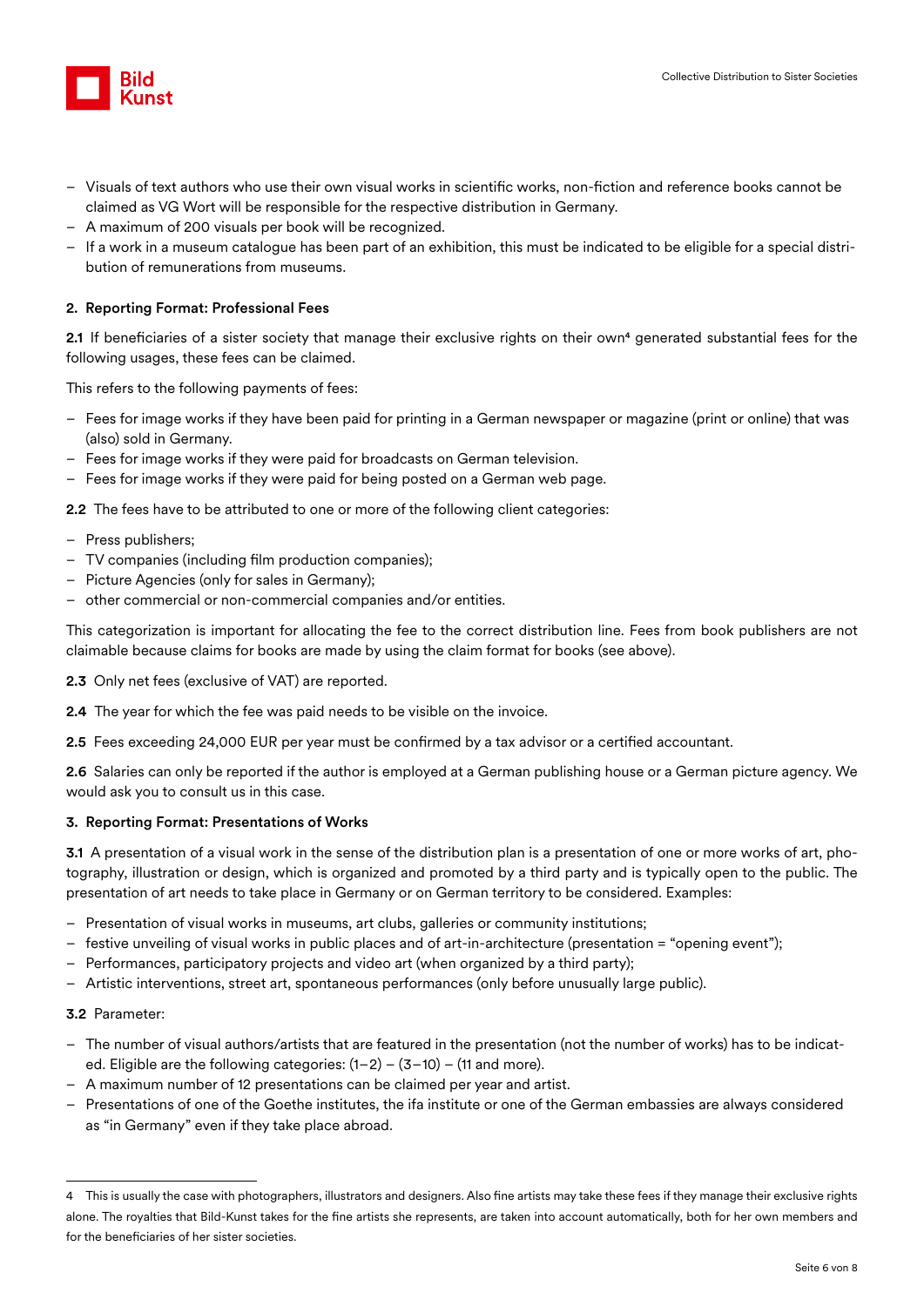- Visuals of text authors who use their own visual works in scientific works, non-fiction and reference books cannot be claimed as VG Wort will be responsible for the respective distribution in Germany.
- A maximum of 200 visuals per book will be recognized.
- If a work in a museum catalogue has been part of an exhibition, this must be indicated to be eligible for a special distribution of remunerations from museums.

**2. Reporting Format: Professional Fees**

**2.1** If beneficiaries of a sister society that manage their exclusive rights on their own[4] generated substantial fees for the following usages, these fees can be claimed.

This refers to the following payments of fees:

- Fees for image works if they have been paid for printing in a German newspaper or magazine (print or online) that was (also) sold in Germany.
- Fees for image works if they were paid for broadcasts on German television.
- Fees for image works if they were paid for being posted on a German web page.

**2.2** The fees have to be attributed to one or more of the following client categories:

- Press publishers;
- TV companies (including film production companies);
- Picture Agencies (only for sales in Germany);
- other commercial or non-commercial companies and/or entities.

This categorization is important for allocating the fee to the correct distribution line. Fees from book publishers are not claimable because claims for books are made by using the claim format for books (see above).

**2.3** Only net fees (exclusive of VAT) are reported.

**2.4** The year for which the fee was paid needs to be visible on the invoice.

**2.5** Fees exceeding 24,000 EUR per year must be confirmed by a tax advisor or a certified accountant.

**2.6** Salaries can only be reported if the author is employed at a German publishing house or a German picture agency. We would ask you to consult us in this case.

**3. Reporting Format: Presentations of Works**

**3.1** A presentation of a visual work in the sense of the distribution plan is a presentation of one or more works of art, photography, illustration or design, which is organized and promoted by a third party and is typically open to the public. The presentation of art needs to take place in Germany or on German territory to be considered. Examples:

- Presentation of visual works in museums, art clubs, galleries or community institutions;
- festive unveiling of visual works in public places and of art-in-architecture (presentation = "opening event");
- Performances, participatory projects and video art (when organized by a third party);
- Artistic interventions, street art, spontaneous performances (only before unusually large public).

**3.2** Parameter:

- The number of visual authors/artists that are featured in the presentation (not the number of works) has to be indicated. Eligible are the following categories: (1–2) – (3–10) – (11 and more).
- A maximum number of 12 presentations can be claimed per year and artist.
- Presentations of one of the Goethe institutes, the ifa institute or one of the German embassies are always considered as "in Germany" even if they take place abroad.

---

4 This is usually the case with photographers, illustrators and designers. Also fine artists may take these fees if they manage their exclusive rights alone. The royalties that Bild-Kunst takes for the fine artists she represents, are taken into account automatically, both for her own members and for the beneficiaries of her sister societies.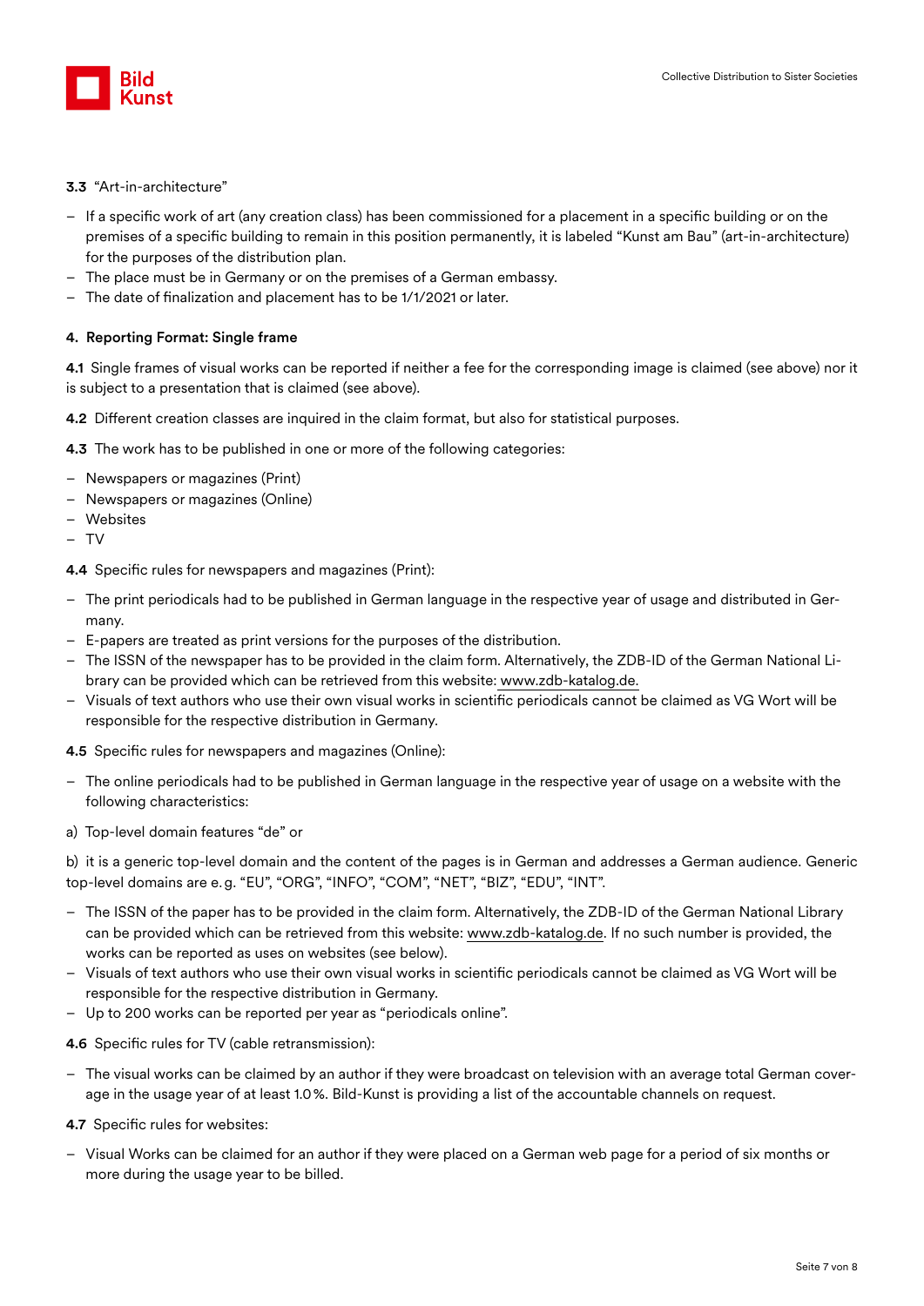**3.3** "Art-in-architecture"

- If a specific work of art (any creation class) has been commissioned for a placement in a specific building or on the premises of a specific building to remain in this position permanently, it is labeled "Kunst am Bau" (art-in-architecture) for the purposes of the distribution plan.
- The place must be in Germany or on the premises of a German embassy.
- The date of finalization and placement has to be 1/1/2021 or later.

#### 4. Reporting Format: Single frame

**4.1** Single frames of visual works can be reported if neither a fee for the corresponding image is claimed (see above) nor it is subject to a presentation that is claimed (see above).

**4.2** Different creation classes are inquired in the claim format, but also for statistical purposes.

**4.3** The work has to be published in one or more of the following categories:

- Newspapers or magazines (Print)
- Newspapers or magazines (Online)
- Websites
- TV

**4.4** Specific rules for newspapers and magazines (Print):

- The print periodicals had to be published in German language in the respective year of usage and distributed in Germany.
- E-papers are treated as print versions for the purposes of the distribution.
- The ISSN of the newspaper has to be provided in the claim form. Alternatively, the ZDB-ID of the German National Library can be provided which can be retrieved from this website: www.zdb-katalog.de.
- Visuals of text authors who use their own visual works in scientific periodicals cannot be claimed as VG Wort will be responsible for the respective distribution in Germany.

**4.5** Specific rules for newspapers and magazines (Online):

- The online periodicals had to be published in German language in the respective year of usage on a website with the following characteristics:

a) Top-level domain features "de" or

b) it is a generic top-level domain and the content of the pages is in German and addresses a German audience. Generic top-level domains are e.g. "EU", "ORG", "INFO", "COM", "NET", "BIZ", "EDU", "INT".

- The ISSN of the paper has to be provided in the claim form. Alternatively, the ZDB-ID of the German National Library can be provided which can be retrieved from this website: www.zdb-katalog.de. If no such number is provided, the works can be reported as uses on websites (see below).
- Visuals of text authors who use their own visual works in scientific periodicals cannot be claimed as VG Wort will be responsible for the respective distribution in Germany.
- Up to 200 works can be reported per year as "periodicals online".

**4.6** Specific rules for TV (cable retransmission):

- The visual works can be claimed by an author if they were broadcast on television with an average total German coverage in the usage year of at least 1.0%. Bild-Kunst is providing a list of the accountable channels on request.

**4.7** Specific rules for websites:

- Visual Works can be claimed for an author if they were placed on a German web page for a period of six months or more during the usage year to be billed.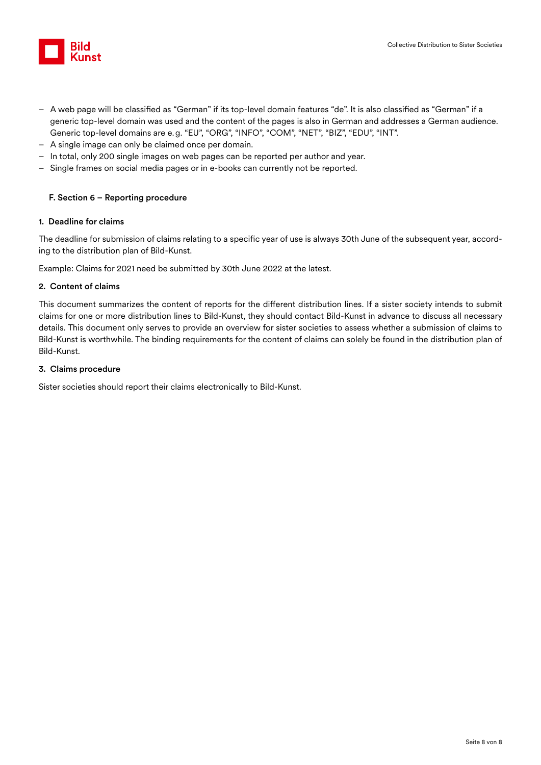- A web page will be classified as "German" if its top-level domain features "de". It is also classified as "German" if a generic top-level domain was used and the content of the pages is also in German and addresses a German audience. Generic top-level domains are e. g. "EU", "ORG", "INFO", "COM", "NET", "BIZ", "EDU", "INT".
- A single image can only be claimed once per domain.
- In total, only 200 single images on web pages can be reported per author and year.
- Single frames on social media pages or in e-books can currently not be reported.

## F. Section 6 – Reporting procedure

### 1. Deadline for claims

The deadline for submission of claims relating to a specific year of use is always 30th June of the subsequent year, according to the distribution plan of Bild-Kunst.

Example: Claims for 2021 need be submitted by 30th June 2022 at the latest.

### 2. Content of claims

This document summarizes the content of reports for the different distribution lines. If a sister society intends to submit claims for one or more distribution lines to Bild-Kunst, they should contact Bild-Kunst in advance to discuss all necessary details. This document only serves to provide an overview for sister societies to assess whether a submission of claims to Bild-Kunst is worthwhile. The binding requirements for the content of claims can solely be found in the distribution plan of Bild-Kunst.

### 3. Claims procedure

Sister societies should report their claims electronically to Bild-Kunst.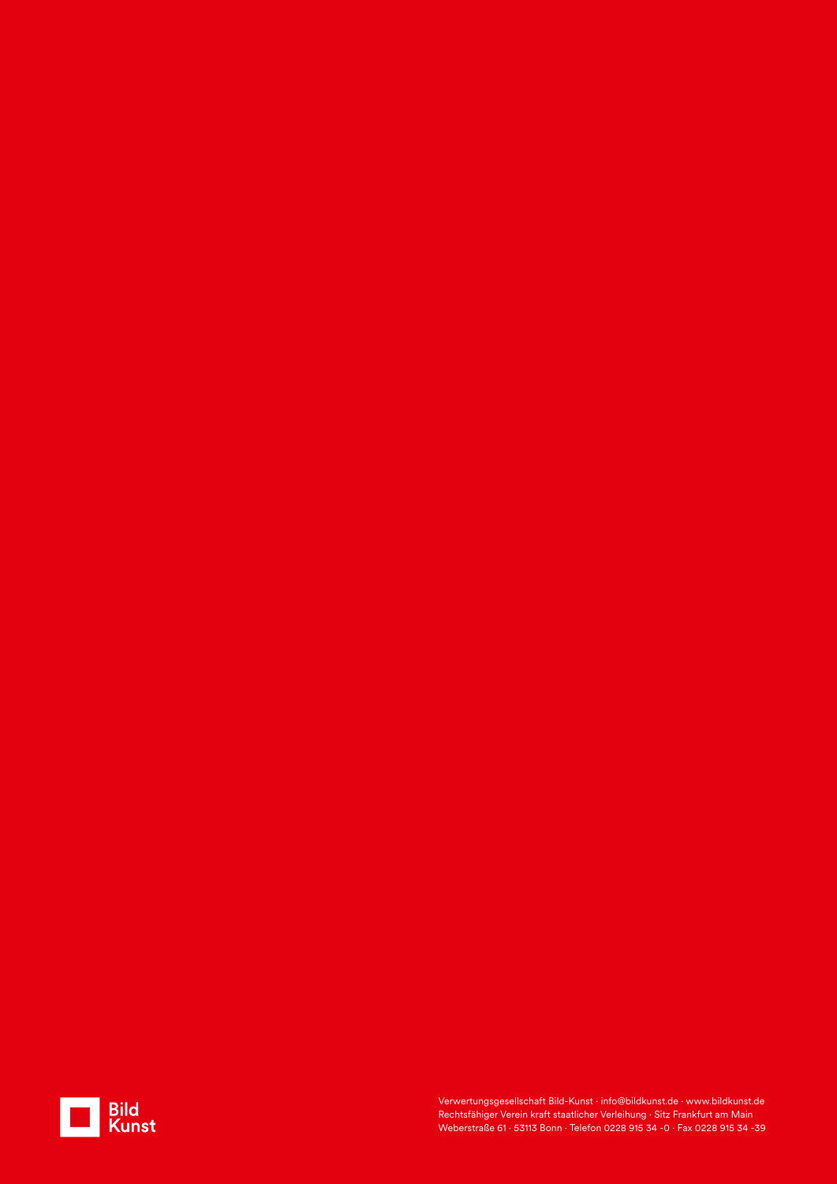Bild
Kunst

Verwertungsgesellschaft Bild-Kunst · info@bildkunst.de · www.bildkunst.de
Rechtsfähiger Verein kraft staatlicher Verleihung · Sitz Frankfurt am Main
Weberstraße 61 · 53113 Bonn · Telefon 0228 915 34 -0 · Fax 0228 915 34 -39